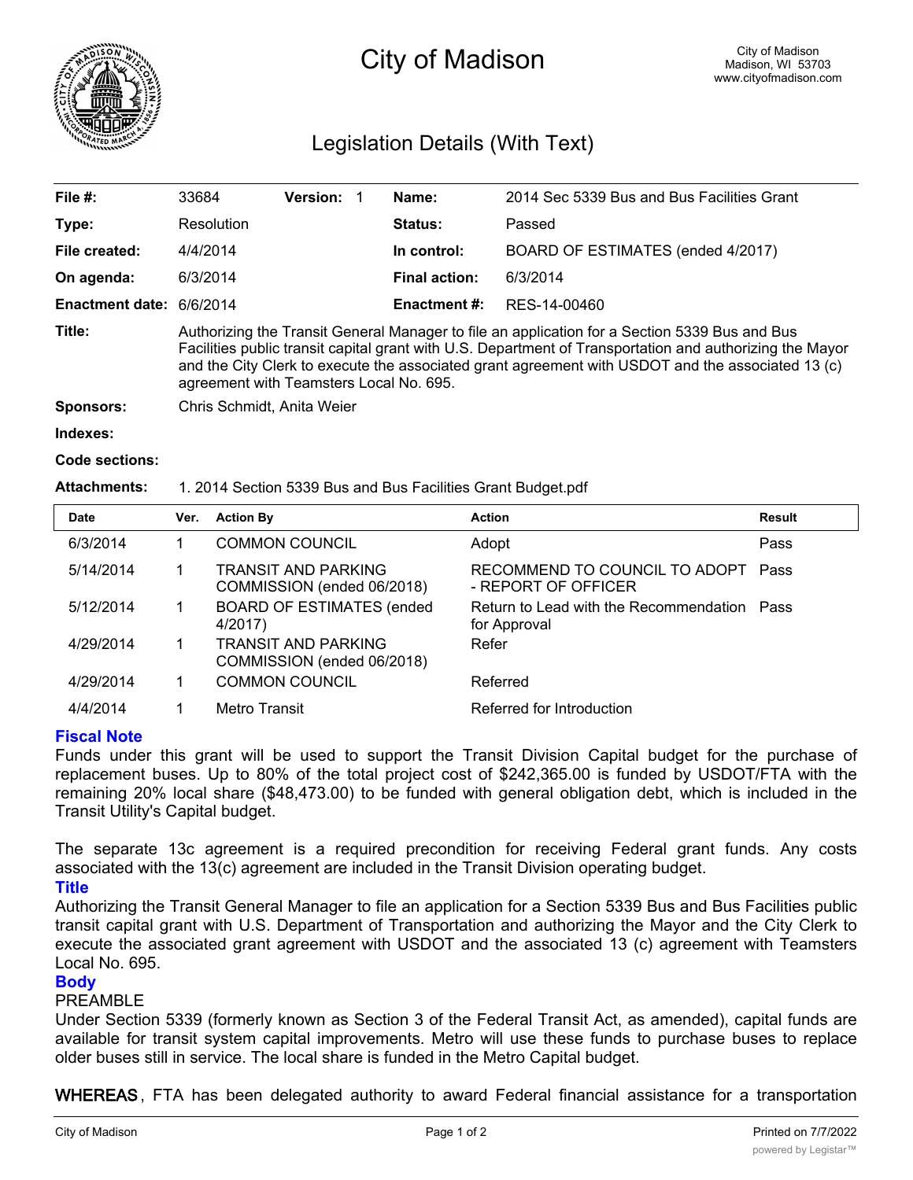# City of Madison

City of Madison
Madison, WI 53703
www.cityofmadison.com

## Legislation Details (With Text)

| | | | | | |
|---|---|---|---|---|---|
| **File #:** | 33684 | **Version:** 1 | | **Name:** | 2014 Sec 5339 Bus and Bus Facilities Grant |
| **Type:** | Resolution | | | **Status:** | Passed |
| **File created:** | 4/4/2014 | | | **In control:** | BOARD OF ESTIMATES (ended 4/2017) |
| **On agenda:** | 6/3/2014 | | | **Final action:** | 6/3/2014 |
| **Enactment date:** | 6/6/2014 | | | **Enactment #:** | RES-14-00460 |

**Title:** Authorizing the Transit General Manager to file an application for a Section 5339 Bus and Bus Facilities public transit capital grant with U.S. Department of Transportation and authorizing the Mayor and the City Clerk to execute the associated grant agreement with USDOT and the associated 13 (c) agreement with Teamsters Local No. 695.

**Sponsors:** Chris Schmidt, Anita Weier

**Indexes:**

**Code sections:**

**Attachments:** 1. 2014 Section 5339 Bus and Bus Facilities Grant Budget.pdf

| Date | Ver. | Action By | Action | Result |
|---|---|---|---|---|
| 6/3/2014 | 1 | COMMON COUNCIL | Adopt | Pass |
| 5/14/2014 | 1 | TRANSIT AND PARKING COMMISSION (ended 06/2018) | RECOMMEND TO COUNCIL TO ADOPT - REPORT OF OFFICER | Pass |
| 5/12/2014 | 1 | BOARD OF ESTIMATES (ended 4/2017) | Return to Lead with the Recommendation for Approval | Pass |
| 4/29/2014 | 1 | TRANSIT AND PARKING COMMISSION (ended 06/2018) | Refer | |
| 4/29/2014 | 1 | COMMON COUNCIL | Referred | |
| 4/4/2014 | 1 | Metro Transit | Referred for Introduction | |

### Fiscal Note

Funds under this grant will be used to support the Transit Division Capital budget for the purchase of replacement buses. Up to 80% of the total project cost of $242,365.00 is funded by USDOT/FTA with the remaining 20% local share ($48,473.00) to be funded with general obligation debt, which is included in the Transit Utility's Capital budget.

The separate 13c agreement is a required precondition for receiving Federal grant funds. Any costs associated with the 13(c) agreement are included in the Transit Division operating budget.

### Title

Authorizing the Transit General Manager to file an application for a Section 5339 Bus and Bus Facilities public transit capital grant with U.S. Department of Transportation and authorizing the Mayor and the City Clerk to execute the associated grant agreement with USDOT and the associated 13 (c) agreement with Teamsters Local No. 695.

### Body

PREAMBLE

Under Section 5339 (formerly known as Section 3 of the Federal Transit Act, as amended), capital funds are available for transit system capital improvements. Metro will use these funds to purchase buses to replace older buses still in service. The local share is funded in the Metro Capital budget.

**WHEREAS**, FTA has been delegated authority to award Federal financial assistance for a transportation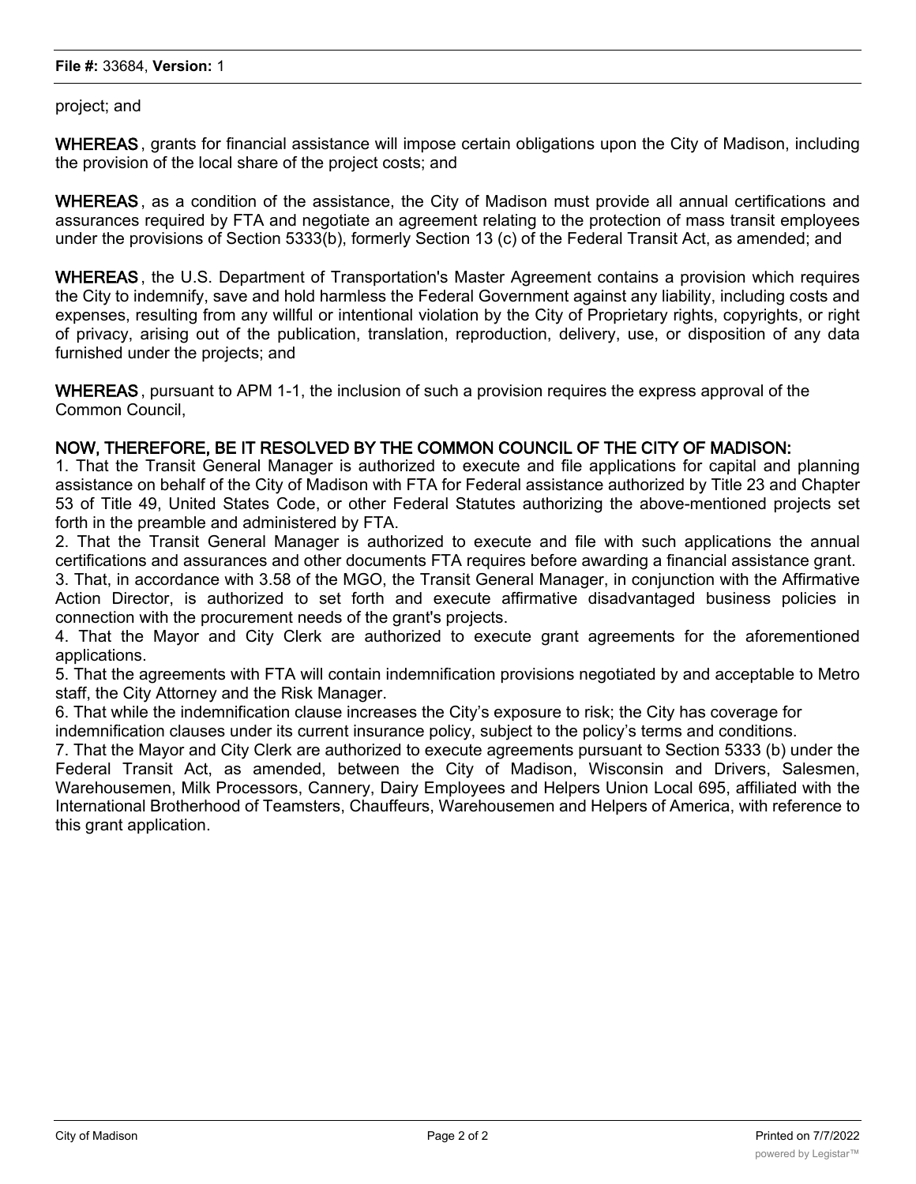project; and

**WHEREAS**, grants for financial assistance will impose certain obligations upon the City of Madison, including the provision of the local share of the project costs; and

**WHEREAS**, as a condition of the assistance, the City of Madison must provide all annual certifications and assurances required by FTA and negotiate an agreement relating to the protection of mass transit employees under the provisions of Section 5333(b), formerly Section 13 (c) of the Federal Transit Act, as amended; and

**WHEREAS**, the U.S. Department of Transportation's Master Agreement contains a provision which requires the City to indemnify, save and hold harmless the Federal Government against any liability, including costs and expenses, resulting from any willful or intentional violation by the City of Proprietary rights, copyrights, or right of privacy, arising out of the publication, translation, reproduction, delivery, use, or disposition of any data furnished under the projects; and

**WHEREAS**, pursuant to APM 1-1, the inclusion of such a provision requires the express approval of the Common Council,

**NOW, THEREFORE, BE IT RESOLVED BY THE COMMON COUNCIL OF THE CITY OF MADISON:**

1. That the Transit General Manager is authorized to execute and file applications for capital and planning assistance on behalf of the City of Madison with FTA for Federal assistance authorized by Title 23 and Chapter 53 of Title 49, United States Code, or other Federal Statutes authorizing the above-mentioned projects set forth in the preamble and administered by FTA.
2. That the Transit General Manager is authorized to execute and file with such applications the annual certifications and assurances and other documents FTA requires before awarding a financial assistance grant.
3. That, in accordance with 3.58 of the MGO, the Transit General Manager, in conjunction with the Affirmative Action Director, is authorized to set forth and execute affirmative disadvantaged business policies in connection with the procurement needs of the grant's projects.
4. That the Mayor and City Clerk are authorized to execute grant agreements for the aforementioned applications.
5. That the agreements with FTA will contain indemnification provisions negotiated by and acceptable to Metro staff, the City Attorney and the Risk Manager.
6. That while the indemnification clause increases the City's exposure to risk; the City has coverage for indemnification clauses under its current insurance policy, subject to the policy's terms and conditions.
7. That the Mayor and City Clerk are authorized to execute agreements pursuant to Section 5333 (b) under the Federal Transit Act, as amended, between the City of Madison, Wisconsin and Drivers, Salesmen, Warehousemen, Milk Processors, Cannery, Dairy Employees and Helpers Union Local 695, affiliated with the International Brotherhood of Teamsters, Chauffeurs, Warehousemen and Helpers of America, with reference to this grant application.